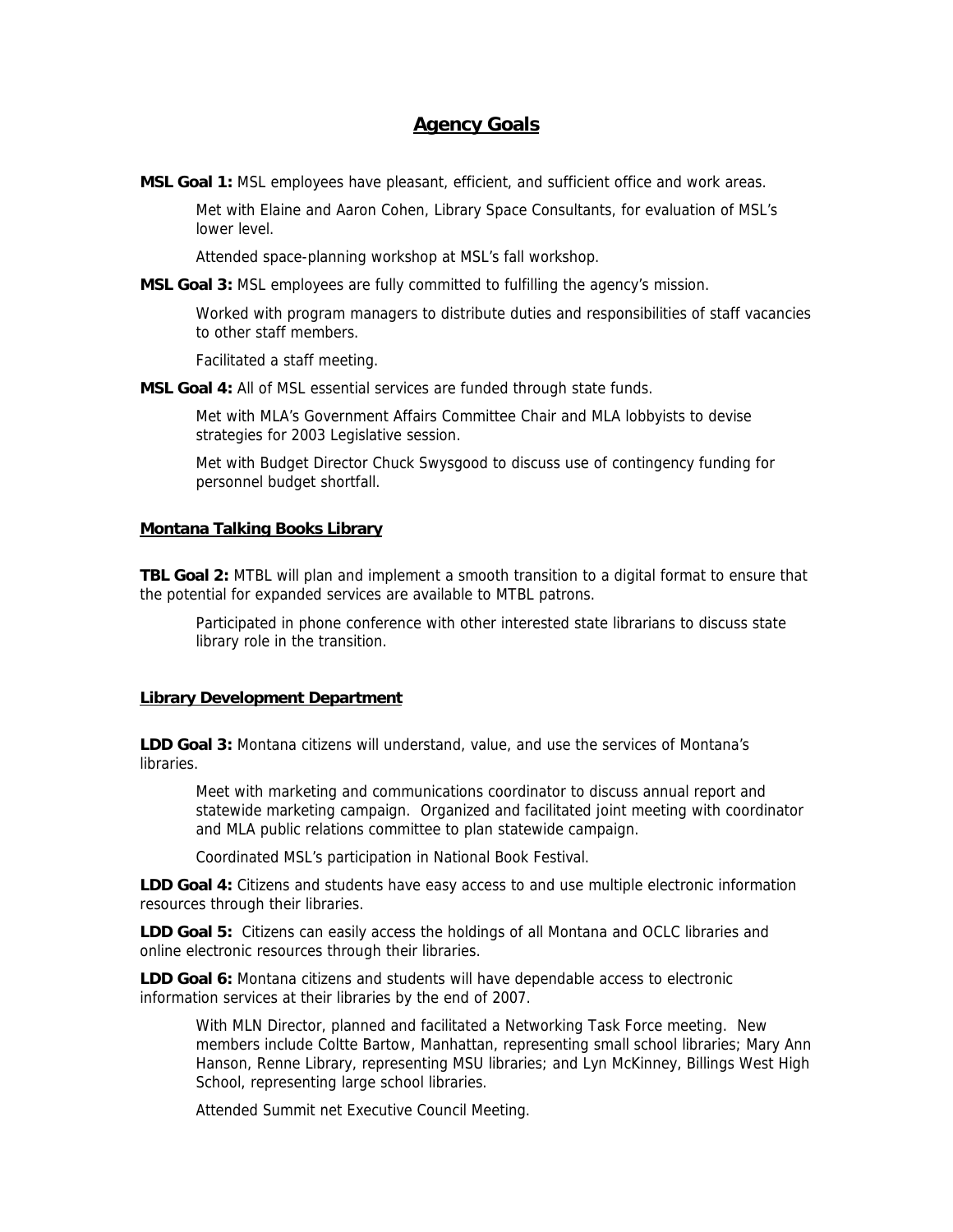# Agency Goals

**MSL Goal 1:** MSL employees have pleasant, efficient, and sufficient office and work areas.

Met with Elaine and Aaron Cohen, Library Space Consultants, for evaluation of MSL's lower level.

Attended space-planning workshop at MSL's fall workshop.

**MSL Goal 3:** MSL employees are fully committed to fulfilling the agency's mission.

Worked with program managers to distribute duties and responsibilities of staff vacancies to other staff members.

Facilitated a staff meeting.

**MSL Goal 4:** All of MSL essential services are funded through state funds.

Met with MLA's Government Affairs Committee Chair and MLA lobbyists to devise strategies for 2003 Legislative session.

Met with Budget Director Chuck Swysgood to discuss use of contingency funding for personnel budget shortfall.

## Montana Talking Books Library

**TBL Goal 2:** MTBL will plan and implement a smooth transition to a digital format to ensure that the potential for expanded services are available to MTBL patrons.

Participated in phone conference with other interested state librarians to discuss state library role in the transition.

## Library Development Department

**LDD Goal 3:** Montana citizens will understand, value, and use the services of Montana's libraries.

Meet with marketing and communications coordinator to discuss annual report and statewide marketing campaign. Organized and facilitated joint meeting with coordinator and MLA public relations committee to plan statewide campaign.

Coordinated MSL's participation in National Book Festival.

**LDD Goal 4:** Citizens and students have easy access to and use multiple electronic information resources through their libraries.

**LDD Goal 5:** Citizens can easily access the holdings of all Montana and OCLC libraries and online electronic resources through their libraries.

**LDD Goal 6:** Montana citizens and students will have dependable access to electronic information services at their libraries by the end of 2007.

With MLN Director, planned and facilitated a Networking Task Force meeting. New members include Coltte Bartow, Manhattan, representing small school libraries; Mary Ann Hanson, Renne Library, representing MSU libraries; and Lyn McKinney, Billings West High School, representing large school libraries.

Attended Summit net Executive Council Meeting.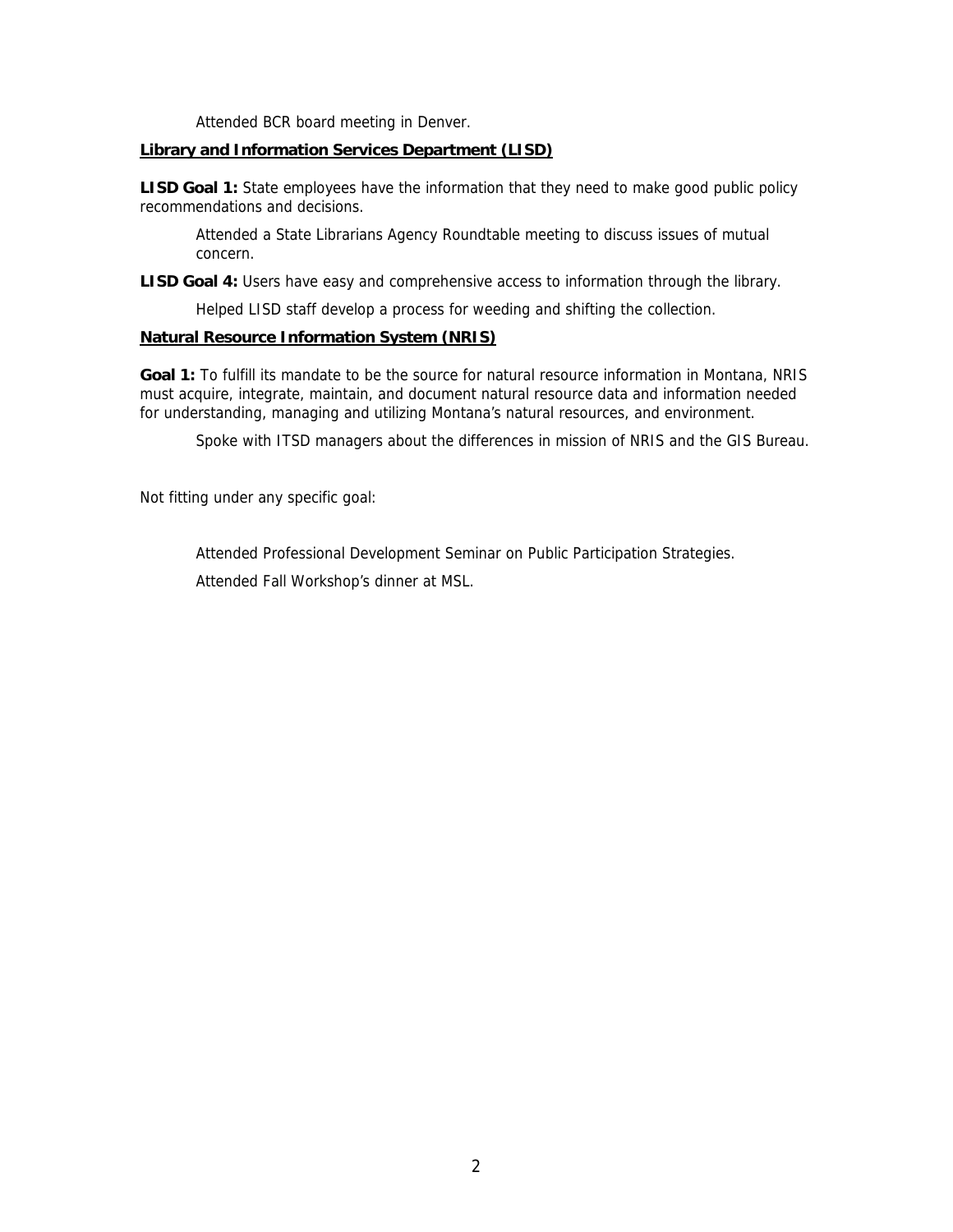Attended BCR board meeting in Denver.

**Library and Information Services Department (LISD)**

**LISD Goal 1:** State employees have the information that they need to make good public policy recommendations and decisions.

Attended a State Librarians Agency Roundtable meeting to discuss issues of mutual concern.

**LISD Goal 4:** Users have easy and comprehensive access to information through the library.

Helped LISD staff develop a process for weeding and shifting the collection.

**Natural Resource Information System (NRIS)**

**Goal 1:** To fulfill its mandate to be the source for natural resource information in Montana, NRIS must acquire, integrate, maintain, and document natural resource data and information needed for understanding, managing and utilizing Montana's natural resources, and environment.

Spoke with ITSD managers about the differences in mission of NRIS and the GIS Bureau.

Not fitting under any specific goal:

Attended Professional Development Seminar on Public Participation Strategies.

Attended Fall Workshop's dinner at MSL.